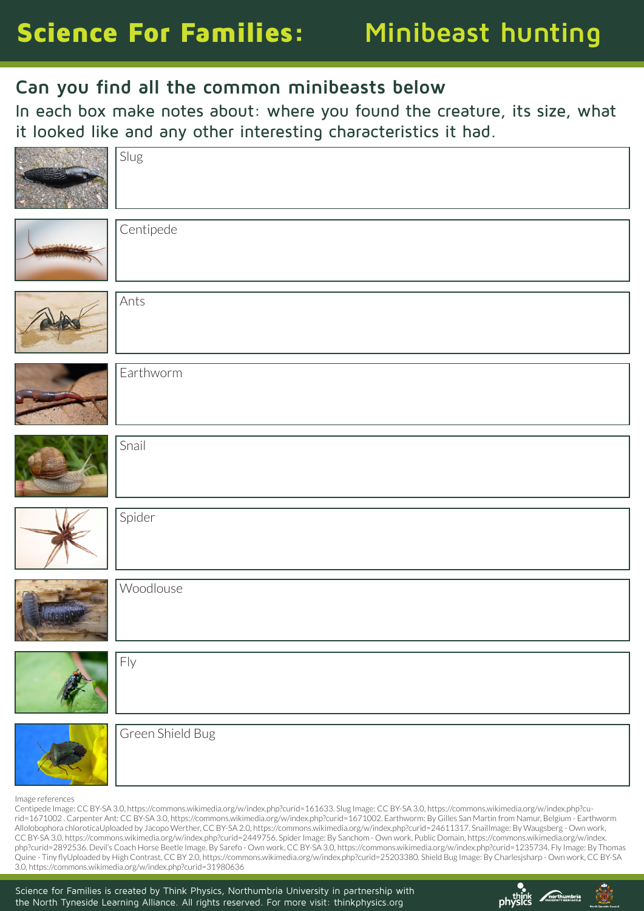# Science For Families: Minibeast hunting

## Can you find all the common minibeasts below

In each box make notes about: where you found the creature, its size, what it looked like and any other interesting characteristics it had.

Slug

Centipede

Ants

Earthworm

Snail

Spider

Woodlouse

Fly

Green Shield Bug

Image references

Centipede Image: CC BY-SA 3.0, https://commons.wikimedia.org/w/index.php?curid=161633. Slug Image: CC BY-SA 3.0, https://commons.wikimedia.org/w/index.php?curid=1671002 . Carpenter Ant: CC BY-SA 3.0, https://commons.wikimedia.org/w/index.php?curid=1671002. Earthworm: By Gilles San Martin from Namur, Belgium - Earthworm Allolobophora chloroticaUploaded by Jacopo Werther, CC BY-SA 2.0, https://commons.wikimedia.org/w/index.php?curid=24611317. SnailImage: By Waugsberg - Own work, CC BY-SA 3.0, https://commons.wikimedia.org/w/index.php?curid=2449756. Spider Image: By Sanchom - Own work, Public Domain, https://commons.wikimedia.org/w/index.php?curid=2892536. Devil's Coach Horse Beetle Image. By Sarefo - Own work, CC BY-SA 3.0, https://commons.wikimedia.org/w/index.php?curid=1235734. Fly Image: By Thomas Quine - Tiny flyUploaded by High Contrast, CC BY 2.0, https://commons.wikimedia.org/w/index.php?curid=25203380. Shield Bug Image: By Charlesjsharp - Own work, CC BY-SA 3.0, https://commons.wikimedia.org/w/index.php?curid=31980636

Science for Families is created by Think Physics, Northumbria University in partnership with the North Tyneside Learning Alliance. All rights reserved. For more visit: thinkphysics.org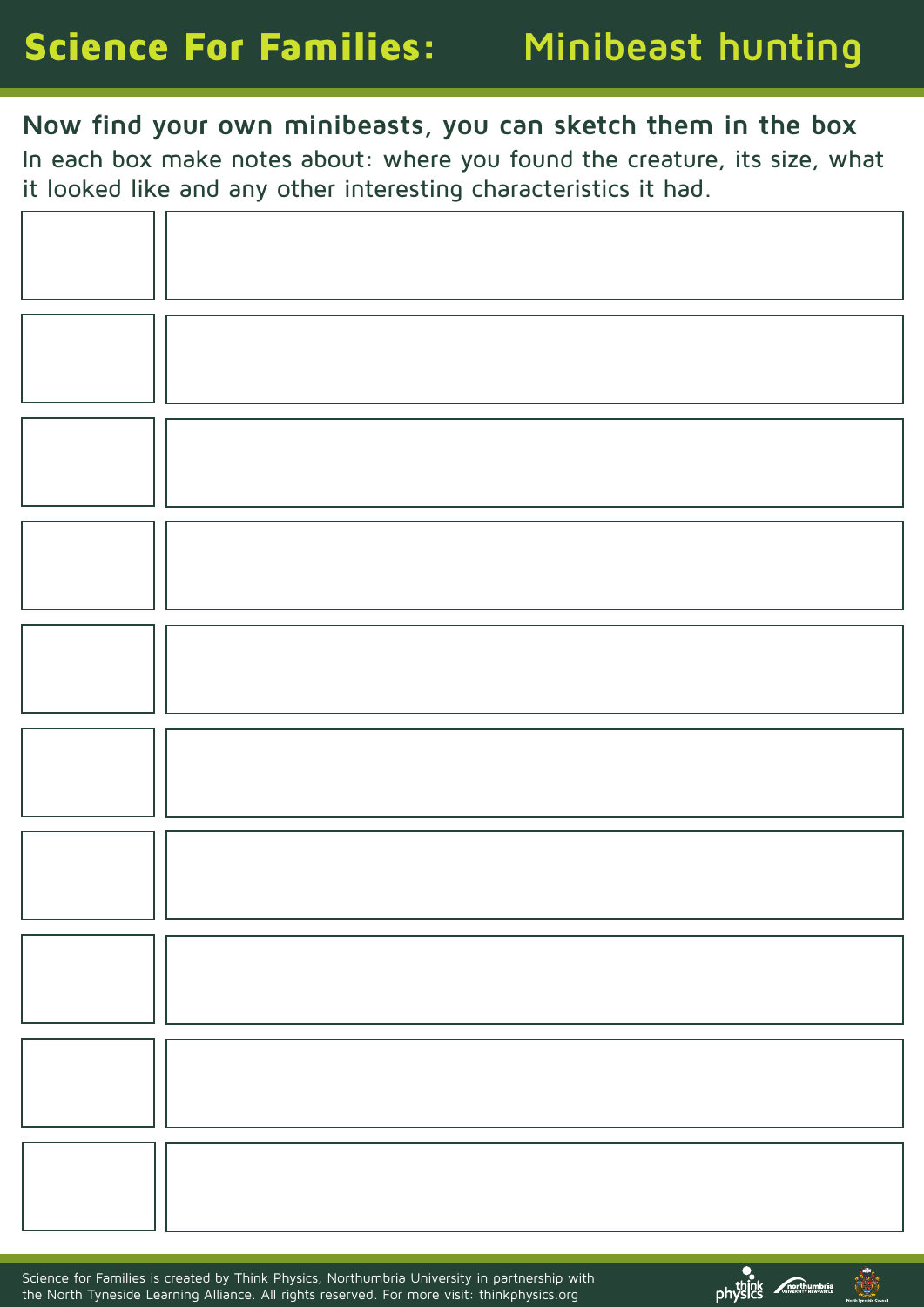# Science For Families: Minibeast hunting

## Now find your own minibeasts, you can sketch them in the box

In each box make notes about: where you found the creature, its size, what it looked like and any other interesting characteristics it had.

| | |
|---|---|
| | |
| | |
| | |
| | |
| | |
| | |
| | |
| | |
| | |
| | |

Science for Families is created by Think Physics, Northumbria University in partnership with the North Tyneside Learning Alliance. All rights reserved. For more visit: thinkphysics.org